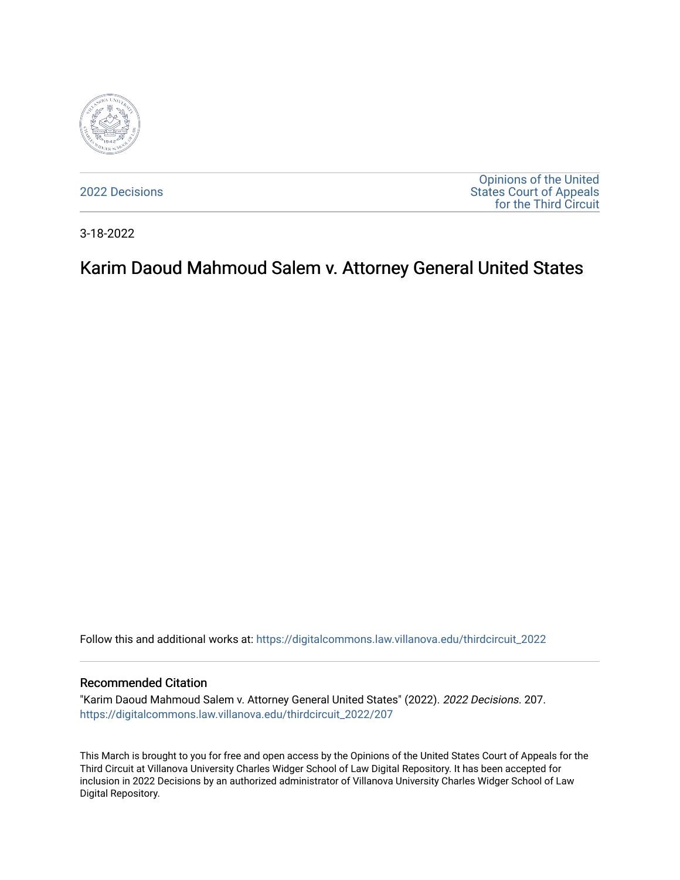2022 Decisions

Opinions of the United States Court of Appeals for the Third Circuit

3-18-2022

# Karim Daoud Mahmoud Salem v. Attorney General United States

Follow this and additional works at: https://digitalcommons.law.villanova.edu/thirdcircuit_2022

## Recommended Citation

"Karim Daoud Mahmoud Salem v. Attorney General United States" (2022). *2022 Decisions*. 207.
https://digitalcommons.law.villanova.edu/thirdcircuit_2022/207

This March is brought to you for free and open access by the Opinions of the United States Court of Appeals for the Third Circuit at Villanova University Charles Widger School of Law Digital Repository. It has been accepted for inclusion in 2022 Decisions by an authorized administrator of Villanova University Charles Widger School of Law Digital Repository.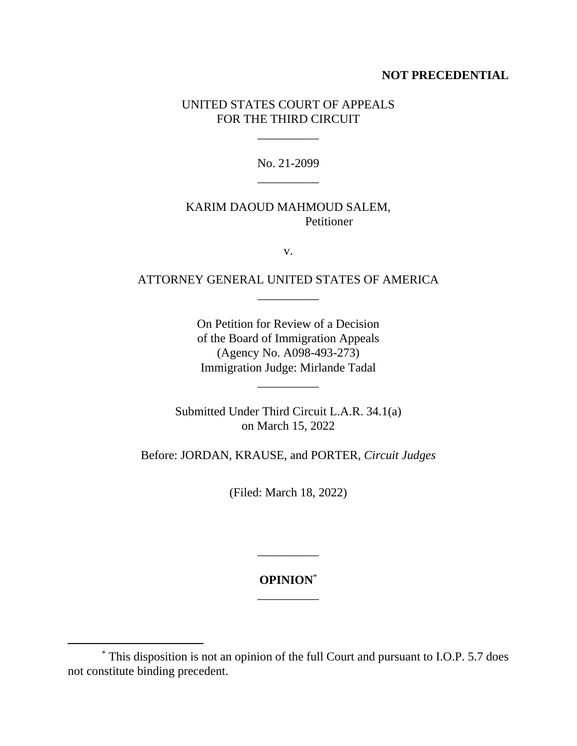**NOT PRECEDENTIAL**

UNITED STATES COURT OF APPEALS
FOR THE THIRD CIRCUIT

---

No. 21-2099

---

KARIM DAOUD MAHMOUD SALEM,
Petitioner

v.

ATTORNEY GENERAL UNITED STATES OF AMERICA

---

On Petition for Review of a Decision
of the Board of Immigration Appeals
(Agency No. A098-493-273)
Immigration Judge: Mirlande Tadal

---

Submitted Under Third Circuit L.A.R. 34.1(a)
on March 15, 2022

Before: JORDAN, KRAUSE, and PORTER, *Circuit Judges*

(Filed: March 18, 2022)

---

**OPINION**[*]

---

[*] This disposition is not an opinion of the full Court and pursuant to I.O.P. 5.7 does not constitute binding precedent.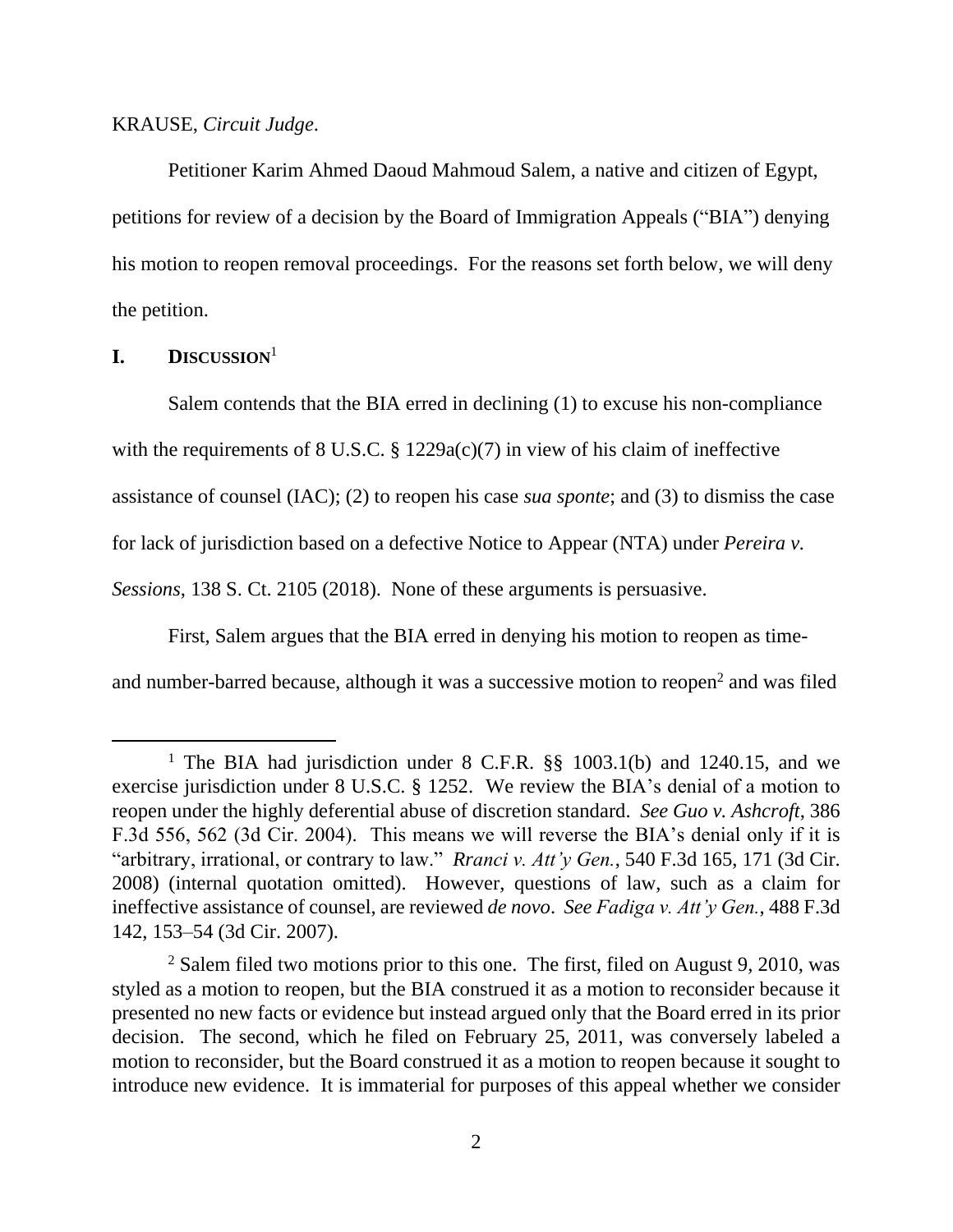KRAUSE, *Circuit Judge*.

Petitioner Karim Ahmed Daoud Mahmoud Salem, a native and citizen of Egypt, petitions for review of a decision by the Board of Immigration Appeals ("BIA") denying his motion to reopen removal proceedings. For the reasons set forth below, we will deny the petition.

## I. DISCUSSION[1]

Salem contends that the BIA erred in declining (1) to excuse his non-compliance with the requirements of 8 U.S.C. § 1229a(c)(7) in view of his claim of ineffective assistance of counsel (IAC); (2) to reopen his case *sua sponte*; and (3) to dismiss the case for lack of jurisdiction based on a defective Notice to Appear (NTA) under *Pereira v. Sessions*, 138 S. Ct. 2105 (2018). None of these arguments is persuasive.

First, Salem argues that the BIA erred in denying his motion to reopen as time- and number-barred because, although it was a successive motion to reopen[2] and was filed

---

[1] The BIA had jurisdiction under 8 C.F.R. §§ 1003.1(b) and 1240.15, and we exercise jurisdiction under 8 U.S.C. § 1252. We review the BIA's denial of a motion to reopen under the highly deferential abuse of discretion standard. *See Guo v. Ashcroft*, 386 F.3d 556, 562 (3d Cir. 2004). This means we will reverse the BIA's denial only if it is "arbitrary, irrational, or contrary to law." *Rranci v. Att'y Gen.*, 540 F.3d 165, 171 (3d Cir. 2008) (internal quotation omitted). However, questions of law, such as a claim for ineffective assistance of counsel, are reviewed *de novo*. *See Fadiga v. Att'y Gen.*, 488 F.3d 142, 153–54 (3d Cir. 2007).

[2] Salem filed two motions prior to this one. The first, filed on August 9, 2010, was styled as a motion to reopen, but the BIA construed it as a motion to reconsider because it presented no new facts or evidence but instead argued only that the Board erred in its prior decision. The second, which he filed on February 25, 2011, was conversely labeled a motion to reconsider, but the Board construed it as a motion to reopen because it sought to introduce new evidence. It is immaterial for purposes of this appeal whether we consider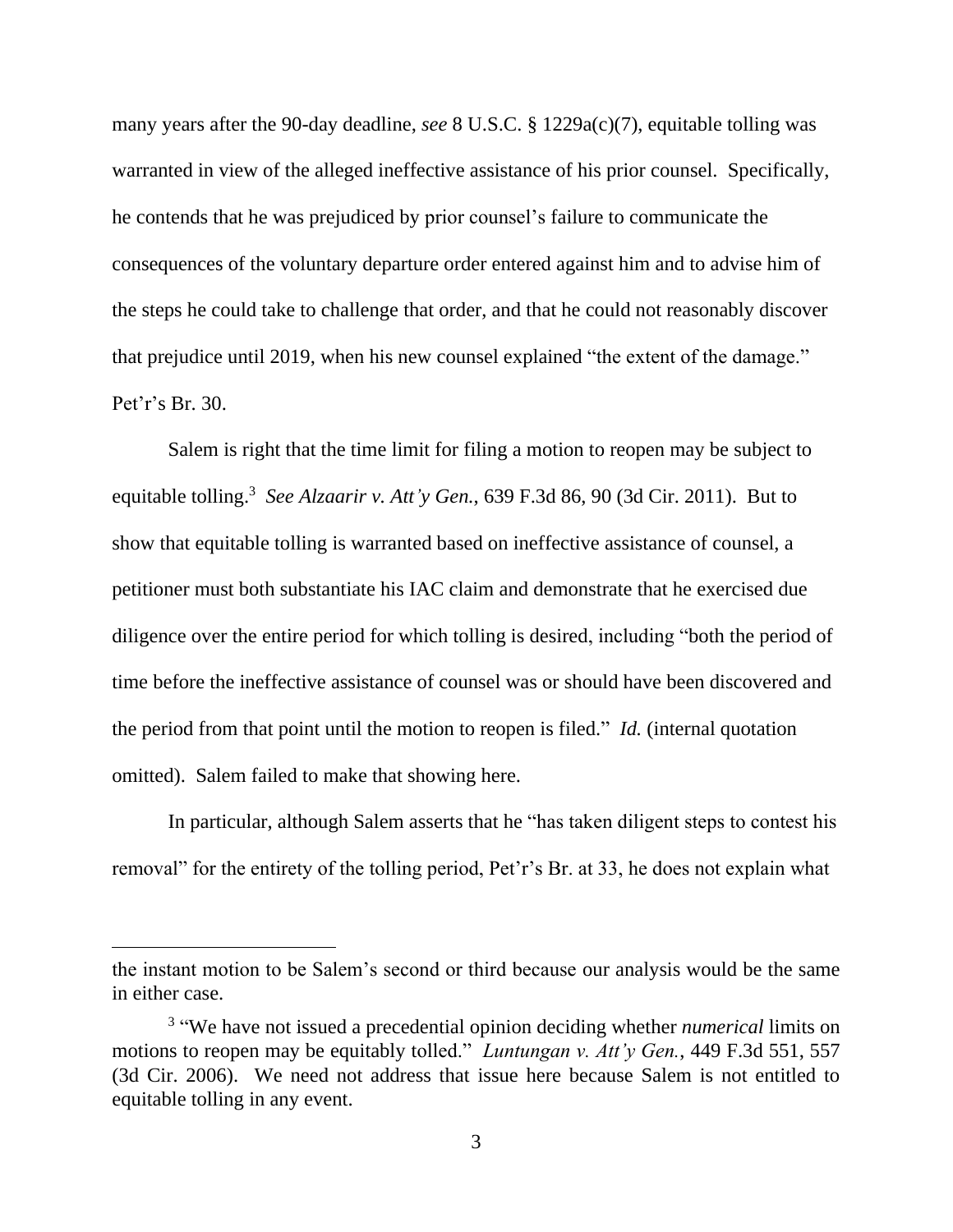many years after the 90-day deadline, *see* 8 U.S.C. § 1229a(c)(7), equitable tolling was warranted in view of the alleged ineffective assistance of his prior counsel. Specifically, he contends that he was prejudiced by prior counsel's failure to communicate the consequences of the voluntary departure order entered against him and to advise him of the steps he could take to challenge that order, and that he could not reasonably discover that prejudice until 2019, when his new counsel explained "the extent of the damage." Pet'r's Br. 30.

Salem is right that the time limit for filing a motion to reopen may be subject to equitable tolling.[3] *See Alzaarir v. Att'y Gen.*, 639 F.3d 86, 90 (3d Cir. 2011). But to show that equitable tolling is warranted based on ineffective assistance of counsel, a petitioner must both substantiate his IAC claim and demonstrate that he exercised due diligence over the entire period for which tolling is desired, including "both the period of time before the ineffective assistance of counsel was or should have been discovered and the period from that point until the motion to reopen is filed." *Id.* (internal quotation omitted). Salem failed to make that showing here.

In particular, although Salem asserts that he "has taken diligent steps to contest his removal" for the entirety of the tolling period, Pet'r's Br. at 33, he does not explain what

---

the instant motion to be Salem's second or third because our analysis would be the same in either case.

[3] "We have not issued a precedential opinion deciding whether *numerical* limits on motions to reopen may be equitably tolled." *Luntungan v. Att'y Gen.*, 449 F.3d 551, 557 (3d Cir. 2006). We need not address that issue here because Salem is not entitled to equitable tolling in any event.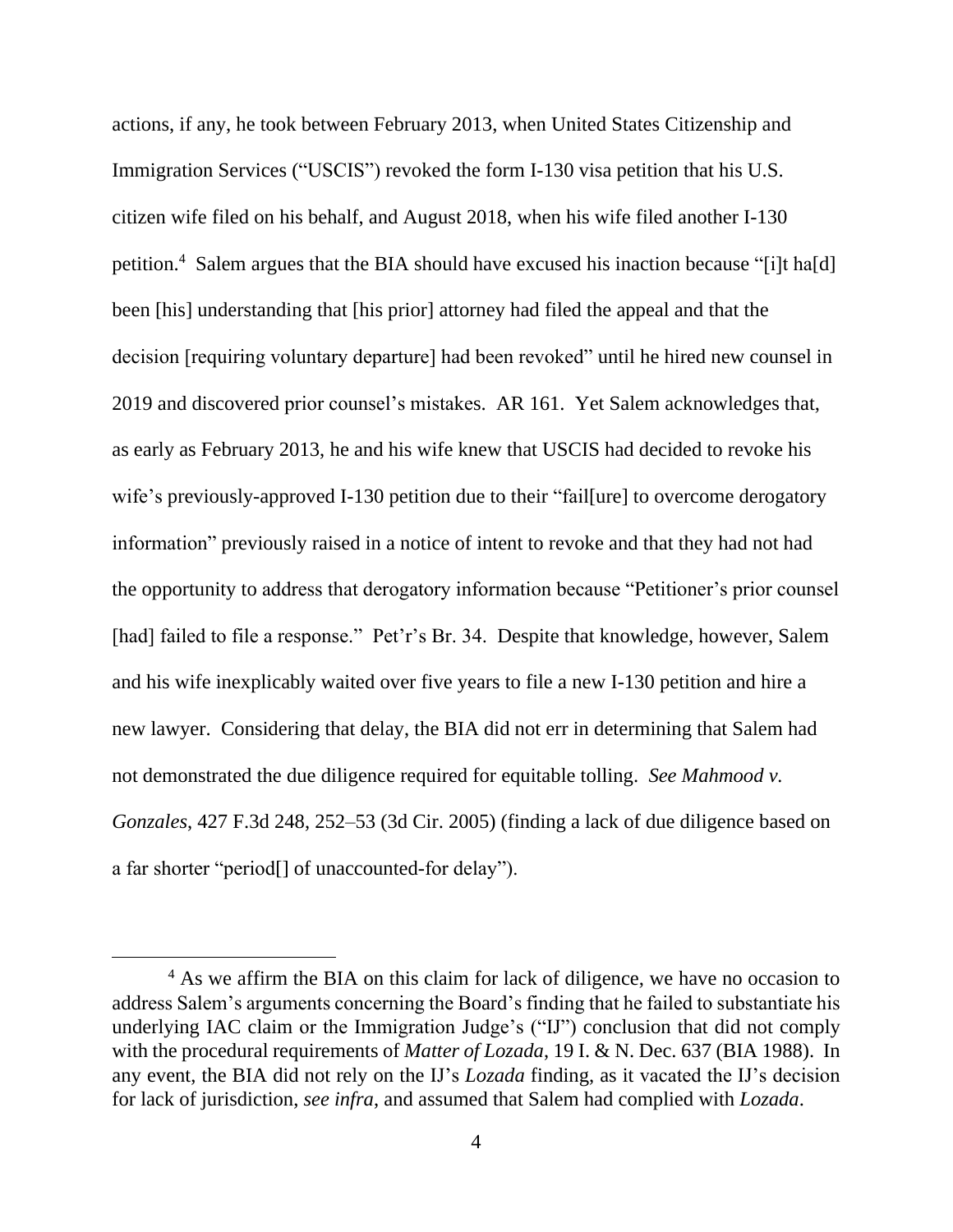actions, if any, he took between February 2013, when United States Citizenship and Immigration Services ("USCIS") revoked the form I-130 visa petition that his U.S. citizen wife filed on his behalf, and August 2018, when his wife filed another I-130 petition.[4] Salem argues that the BIA should have excused his inaction because "[i]t ha[d] been [his] understanding that [his prior] attorney had filed the appeal and that the decision [requiring voluntary departure] had been revoked" until he hired new counsel in 2019 and discovered prior counsel's mistakes. AR 161. Yet Salem acknowledges that, as early as February 2013, he and his wife knew that USCIS had decided to revoke his wife's previously-approved I-130 petition due to their "fail[ure] to overcome derogatory information" previously raised in a notice of intent to revoke and that they had not had the opportunity to address that derogatory information because "Petitioner's prior counsel [had] failed to file a response." Pet'r's Br. 34. Despite that knowledge, however, Salem and his wife inexplicably waited over five years to file a new I-130 petition and hire a new lawyer. Considering that delay, the BIA did not err in determining that Salem had not demonstrated the due diligence required for equitable tolling. *See Mahmood v. Gonzales*, 427 F.3d 248, 252–53 (3d Cir. 2005) (finding a lack of due diligence based on a far shorter "period[] of unaccounted-for delay").

[4] As we affirm the BIA on this claim for lack of diligence, we have no occasion to address Salem's arguments concerning the Board's finding that he failed to substantiate his underlying IAC claim or the Immigration Judge's ("IJ") conclusion that did not comply with the procedural requirements of *Matter of Lozada*, 19 I. & N. Dec. 637 (BIA 1988). In any event, the BIA did not rely on the IJ's *Lozada* finding, as it vacated the IJ's decision for lack of jurisdiction, *see infra*, and assumed that Salem had complied with *Lozada*.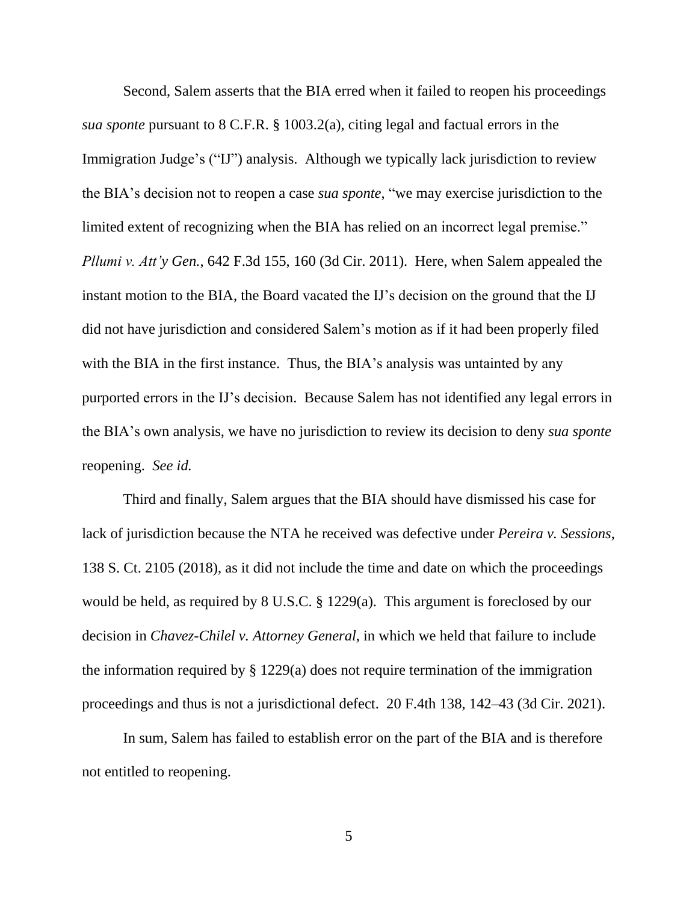Second, Salem asserts that the BIA erred when it failed to reopen his proceedings *sua sponte* pursuant to 8 C.F.R. § 1003.2(a), citing legal and factual errors in the Immigration Judge's ("IJ") analysis. Although we typically lack jurisdiction to review the BIA's decision not to reopen a case *sua sponte*, "we may exercise jurisdiction to the limited extent of recognizing when the BIA has relied on an incorrect legal premise." *Pllumi v. Att'y Gen.*, 642 F.3d 155, 160 (3d Cir. 2011). Here, when Salem appealed the instant motion to the BIA, the Board vacated the IJ's decision on the ground that the IJ did not have jurisdiction and considered Salem's motion as if it had been properly filed with the BIA in the first instance. Thus, the BIA's analysis was untainted by any purported errors in the IJ's decision. Because Salem has not identified any legal errors in the BIA's own analysis, we have no jurisdiction to review its decision to deny *sua sponte* reopening. *See id.*

Third and finally, Salem argues that the BIA should have dismissed his case for lack of jurisdiction because the NTA he received was defective under *Pereira v. Sessions*, 138 S. Ct. 2105 (2018), as it did not include the time and date on which the proceedings would be held, as required by 8 U.S.C. § 1229(a). This argument is foreclosed by our decision in *Chavez-Chilel v. Attorney General*, in which we held that failure to include the information required by § 1229(a) does not require termination of the immigration proceedings and thus is not a jurisdictional defect. 20 F.4th 138, 142–43 (3d Cir. 2021).

In sum, Salem has failed to establish error on the part of the BIA and is therefore not entitled to reopening.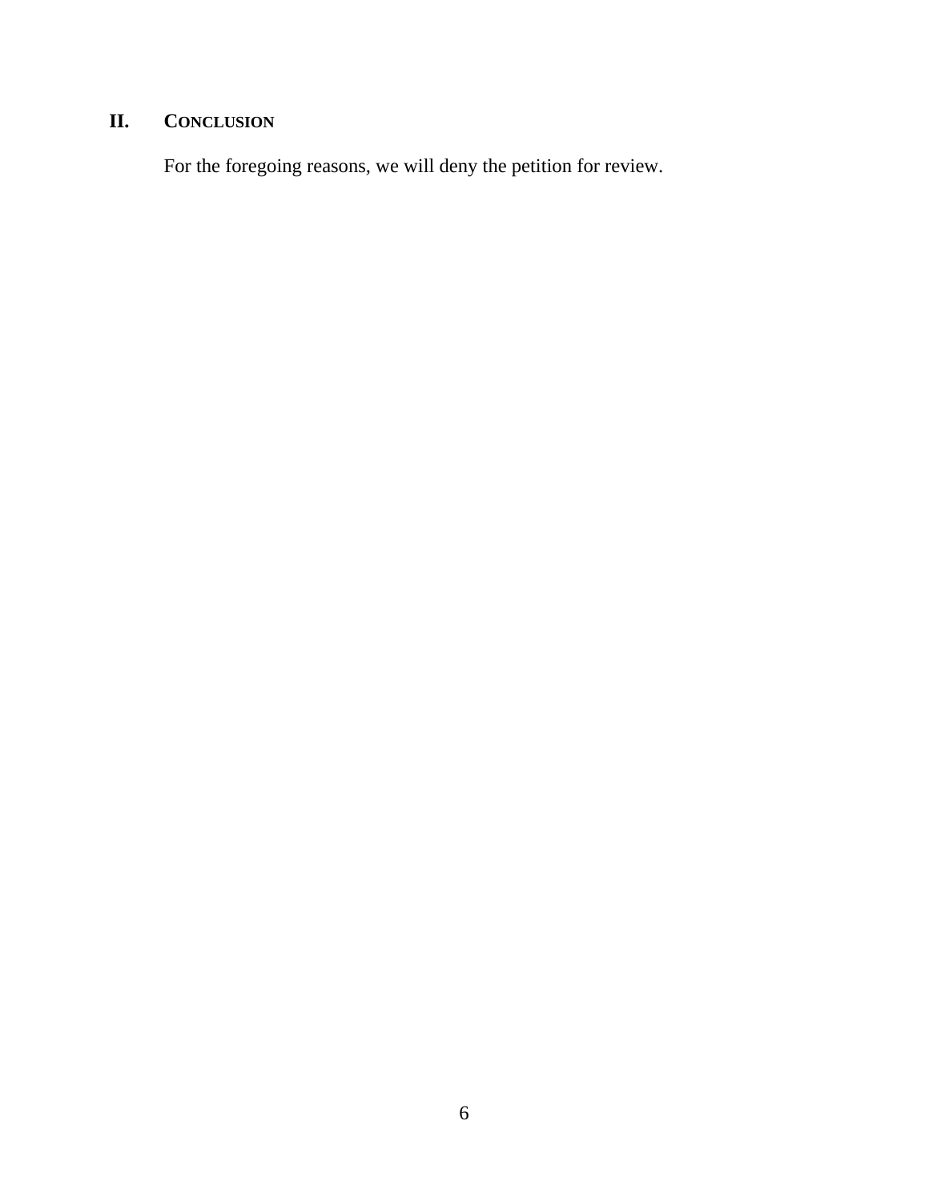## II. CONCLUSION

For the foregoing reasons, we will deny the petition for review.